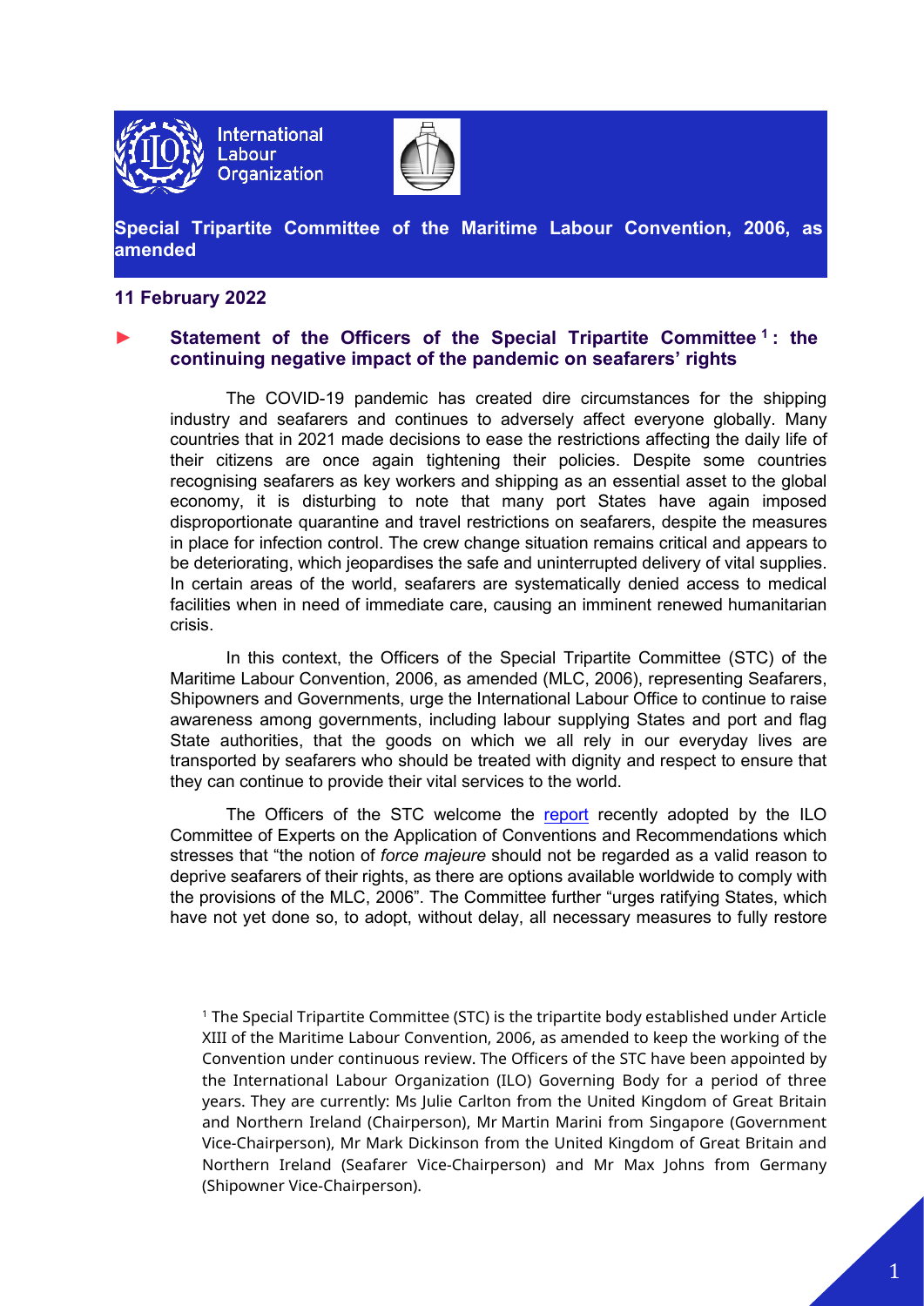International Labour Organization

**Special Tripartite Committee of the Maritime Labour Convention, 2006, as amended**

**11 February 2022**

## ► Statement of the Officers of the Special Tripartite Committee [1]: the continuing negative impact of the pandemic on seafarers' rights

The COVID-19 pandemic has created dire circumstances for the shipping industry and seafarers and continues to adversely affect everyone globally. Many countries that in 2021 made decisions to ease the restrictions affecting the daily life of their citizens are once again tightening their policies. Despite some countries recognising seafarers as key workers and shipping as an essential asset to the global economy, it is disturbing to note that many port States have again imposed disproportionate quarantine and travel restrictions on seafarers, despite the measures in place for infection control. The crew change situation remains critical and appears to be deteriorating, which jeopardises the safe and uninterrupted delivery of vital supplies. In certain areas of the world, seafarers are systematically denied access to medical facilities when in need of immediate care, causing an imminent renewed humanitarian crisis.

In this context, the Officers of the Special Tripartite Committee (STC) of the Maritime Labour Convention, 2006, as amended (MLC, 2006), representing Seafarers, Shipowners and Governments, urge the International Labour Office to continue to raise awareness among governments, including labour supplying States and port and flag State authorities, that the goods on which we all rely in our everyday lives are transported by seafarers who should be treated with dignity and respect to ensure that they can continue to provide their vital services to the world.

The Officers of the STC welcome the report recently adopted by the ILO Committee of Experts on the Application of Conventions and Recommendations which stresses that "the notion of *force majeure* should not be regarded as a valid reason to deprive seafarers of their rights, as there are options available worldwide to comply with the provisions of the MLC, 2006". The Committee further "urges ratifying States, which have not yet done so, to adopt, without delay, all necessary measures to fully restore

[1] The Special Tripartite Committee (STC) is the tripartite body established under Article XIII of the Maritime Labour Convention, 2006, as amended to keep the working of the Convention under continuous review. The Officers of the STC have been appointed by the International Labour Organization (ILO) Governing Body for a period of three years. They are currently: Ms Julie Carlton from the United Kingdom of Great Britain and Northern Ireland (Chairperson), Mr Martin Marini from Singapore (Government Vice-Chairperson), Mr Mark Dickinson from the United Kingdom of Great Britain and Northern Ireland (Seafarer Vice-Chairperson) and Mr Max Johns from Germany (Shipowner Vice-Chairperson).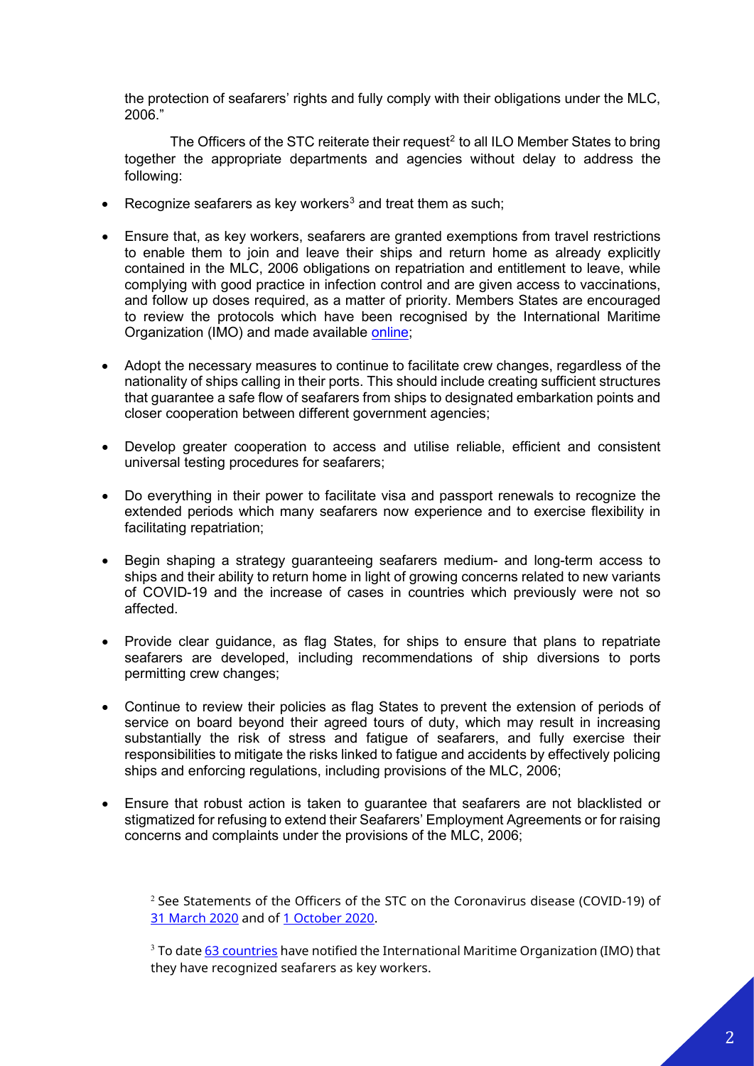the protection of seafarers' rights and fully comply with their obligations under the MLC, 2006."

The Officers of the STC reiterate their request[2] to all ILO Member States to bring together the appropriate departments and agencies without delay to address the following:

- Recognize seafarers as key workers[3] and treat them as such;
- Ensure that, as key workers, seafarers are granted exemptions from travel restrictions to enable them to join and leave their ships and return home as already explicitly contained in the MLC, 2006 obligations on repatriation and entitlement to leave, while complying with good practice in infection control and are given access to vaccinations, and follow up doses required, as a matter of priority. Members States are encouraged to review the protocols which have been recognised by the International Maritime Organization (IMO) and made available online;
- Adopt the necessary measures to continue to facilitate crew changes, regardless of the nationality of ships calling in their ports. This should include creating sufficient structures that guarantee a safe flow of seafarers from ships to designated embarkation points and closer cooperation between different government agencies;
- Develop greater cooperation to access and utilise reliable, efficient and consistent universal testing procedures for seafarers;
- Do everything in their power to facilitate visa and passport renewals to recognize the extended periods which many seafarers now experience and to exercise flexibility in facilitating repatriation;
- Begin shaping a strategy guaranteeing seafarers medium- and long-term access to ships and their ability to return home in light of growing concerns related to new variants of COVID-19 and the increase of cases in countries which previously were not so affected.
- Provide clear guidance, as flag States, for ships to ensure that plans to repatriate seafarers are developed, including recommendations of ship diversions to ports permitting crew changes;
- Continue to review their policies as flag States to prevent the extension of periods of service on board beyond their agreed tours of duty, which may result in increasing substantially the risk of stress and fatigue of seafarers, and fully exercise their responsibilities to mitigate the risks linked to fatigue and accidents by effectively policing ships and enforcing regulations, including provisions of the MLC, 2006;
- Ensure that robust action is taken to guarantee that seafarers are not blacklisted or stigmatized for refusing to extend their Seafarers' Employment Agreements or for raising concerns and complaints under the provisions of the MLC, 2006;

[2] See Statements of the Officers of the STC on the Coronavirus disease (COVID-19) of 31 March 2020 and of 1 October 2020.

[3] To date 63 countries have notified the International Maritime Organization (IMO) that they have recognized seafarers as key workers.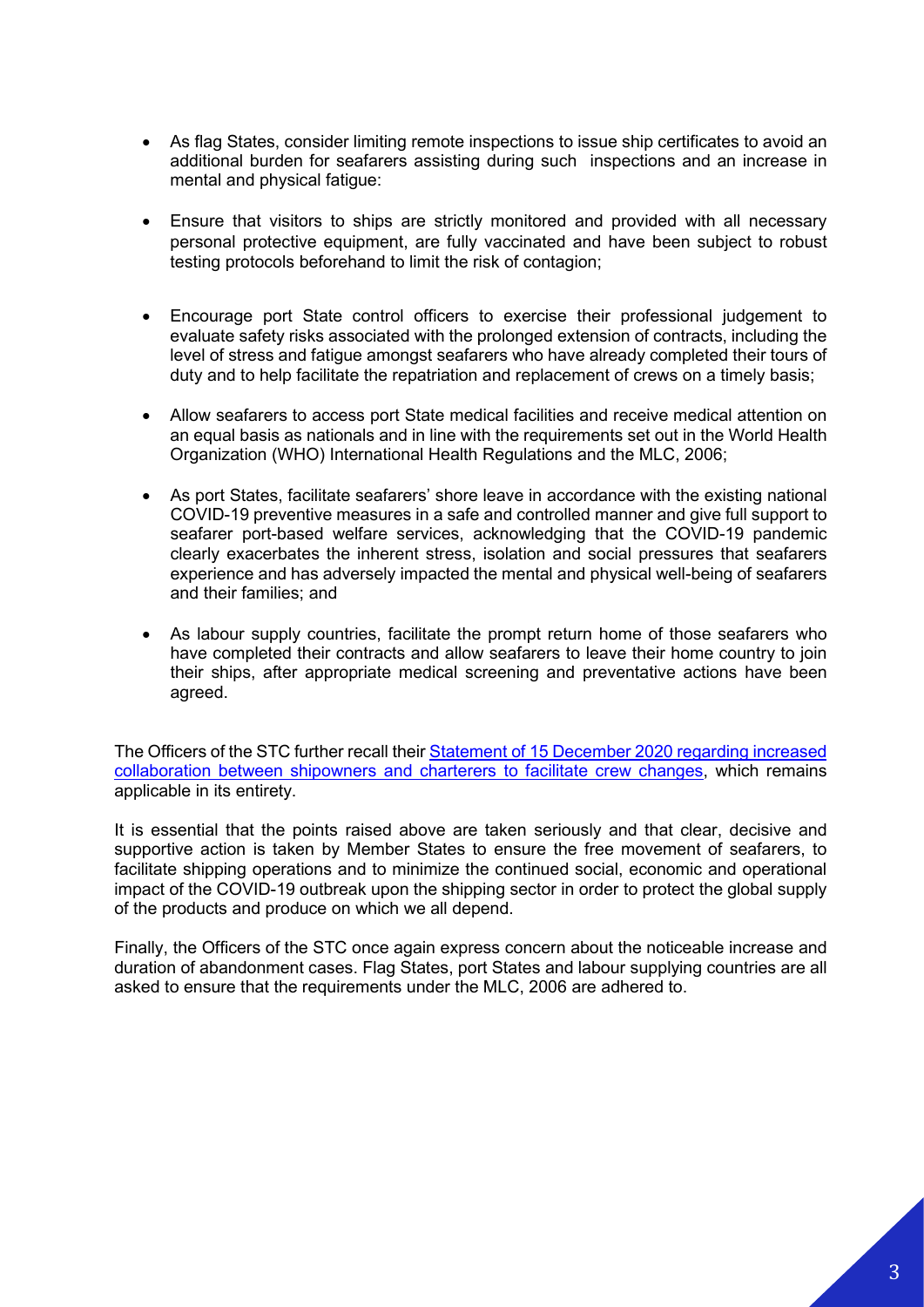- As flag States, consider limiting remote inspections to issue ship certificates to avoid an additional burden for seafarers assisting during such inspections and an increase in mental and physical fatigue:

- Ensure that visitors to ships are strictly monitored and provided with all necessary personal protective equipment, are fully vaccinated and have been subject to robust testing protocols beforehand to limit the risk of contagion;

- Encourage port State control officers to exercise their professional judgement to evaluate safety risks associated with the prolonged extension of contracts, including the level of stress and fatigue amongst seafarers who have already completed their tours of duty and to help facilitate the repatriation and replacement of crews on a timely basis;

- Allow seafarers to access port State medical facilities and receive medical attention on an equal basis as nationals and in line with the requirements set out in the World Health Organization (WHO) International Health Regulations and the MLC, 2006;

- As port States, facilitate seafarers' shore leave in accordance with the existing national COVID-19 preventive measures in a safe and controlled manner and give full support to seafarer port-based welfare services, acknowledging that the COVID-19 pandemic clearly exacerbates the inherent stress, isolation and social pressures that seafarers experience and has adversely impacted the mental and physical well-being of seafarers and their families; and

- As labour supply countries, facilitate the prompt return home of those seafarers who have completed their contracts and allow seafarers to leave their home country to join their ships, after appropriate medical screening and preventative actions have been agreed.

The Officers of the STC further recall their Statement of 15 December 2020 regarding increased collaboration between shipowners and charterers to facilitate crew changes, which remains applicable in its entirety.

It is essential that the points raised above are taken seriously and that clear, decisive and supportive action is taken by Member States to ensure the free movement of seafarers, to facilitate shipping operations and to minimize the continued social, economic and operational impact of the COVID-19 outbreak upon the shipping sector in order to protect the global supply of the products and produce on which we all depend.

Finally, the Officers of the STC once again express concern about the noticeable increase and duration of abandonment cases. Flag States, port States and labour supplying countries are all asked to ensure that the requirements under the MLC, 2006 are adhered to.